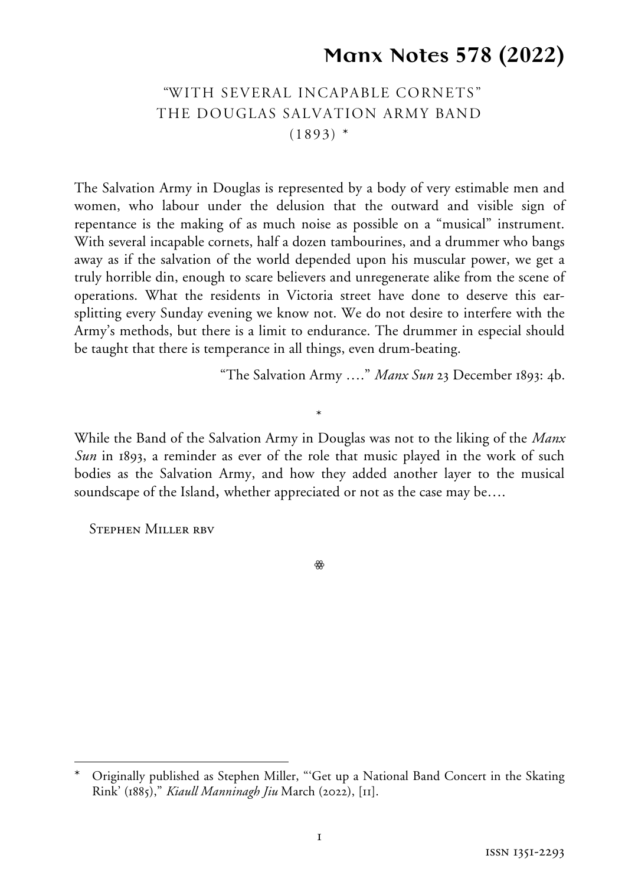# Manx Notes 578 (2022)

## "WITH SEVERAL INCAPABLE CORNETS" THE DOUGLAS SALVATION ARMY BAND (1893) *

The Salvation Army in Douglas is represented by a body of very estimable men and women, who labour under the delusion that the outward and visible sign of repentance is the making of as much noise as possible on a "musical" instrument. With several incapable cornets, half a dozen tambourines, and a drummer who bangs away as if the salvation of the world depended upon his muscular power, we get a truly horrible din, enough to scare believers and unregenerate alike from the scene of operations. What the residents in Victoria street have done to deserve this ear-splitting every Sunday evening we know not. We do not desire to interfere with the Army's methods, but there is a limit to endurance. The drummer in especial should be taught that there is temperance in all things, even drum-beating.

"The Salvation Army …." *Manx Sun* 23 December 1893: 4b.

*

While the Band of the Salvation Army in Douglas was not to the liking of the *Manx Sun* in 1893, a reminder as ever of the role that music played in the work of such bodies as the Salvation Army, and how they added another layer to the musical soundscape of the Island, whether appreciated or not as the case may be….

Stephen Miller rbv

---

* Originally published as Stephen Miller, "'Get up a National Band Concert in the Skating Rink' (1885)," *Kiaull Manninagh Jiu* March (2022), [11].

ISSN 1351-2293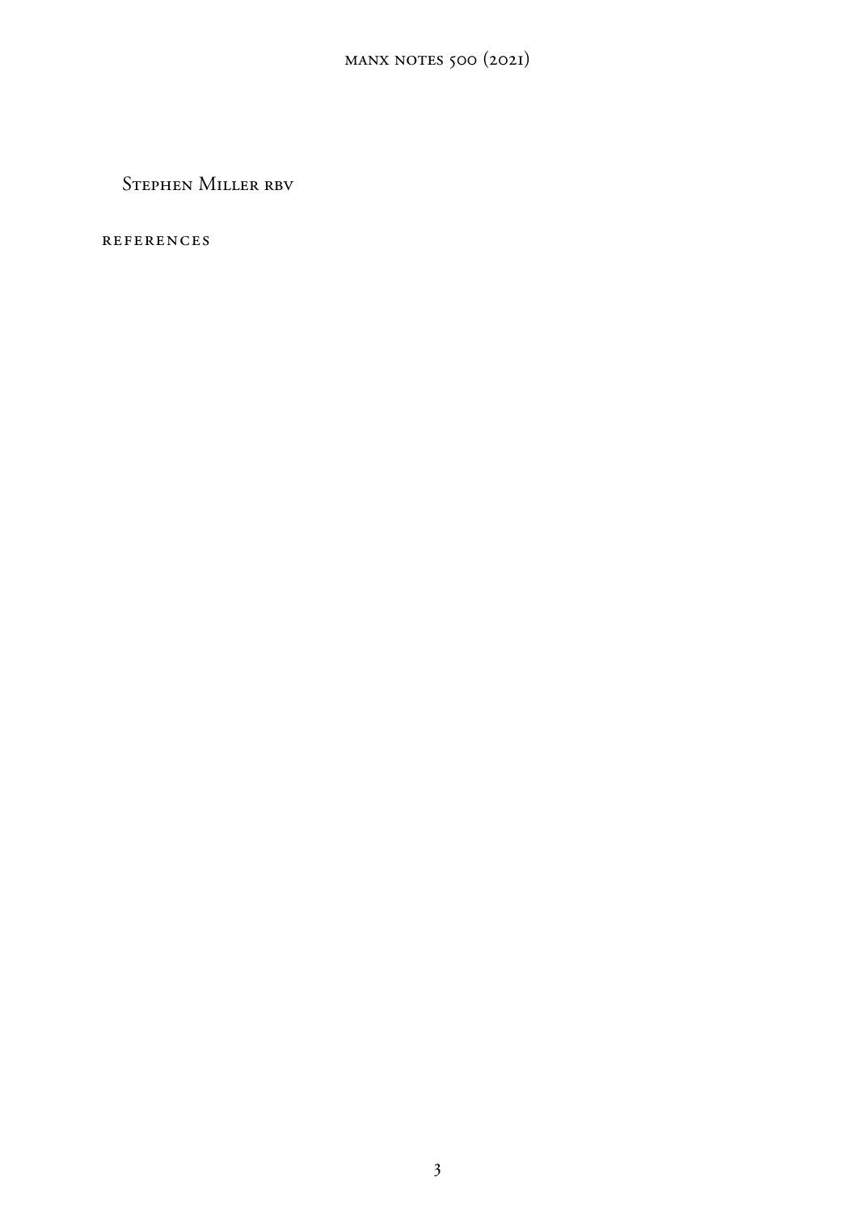Stephen Miller rbv

## references